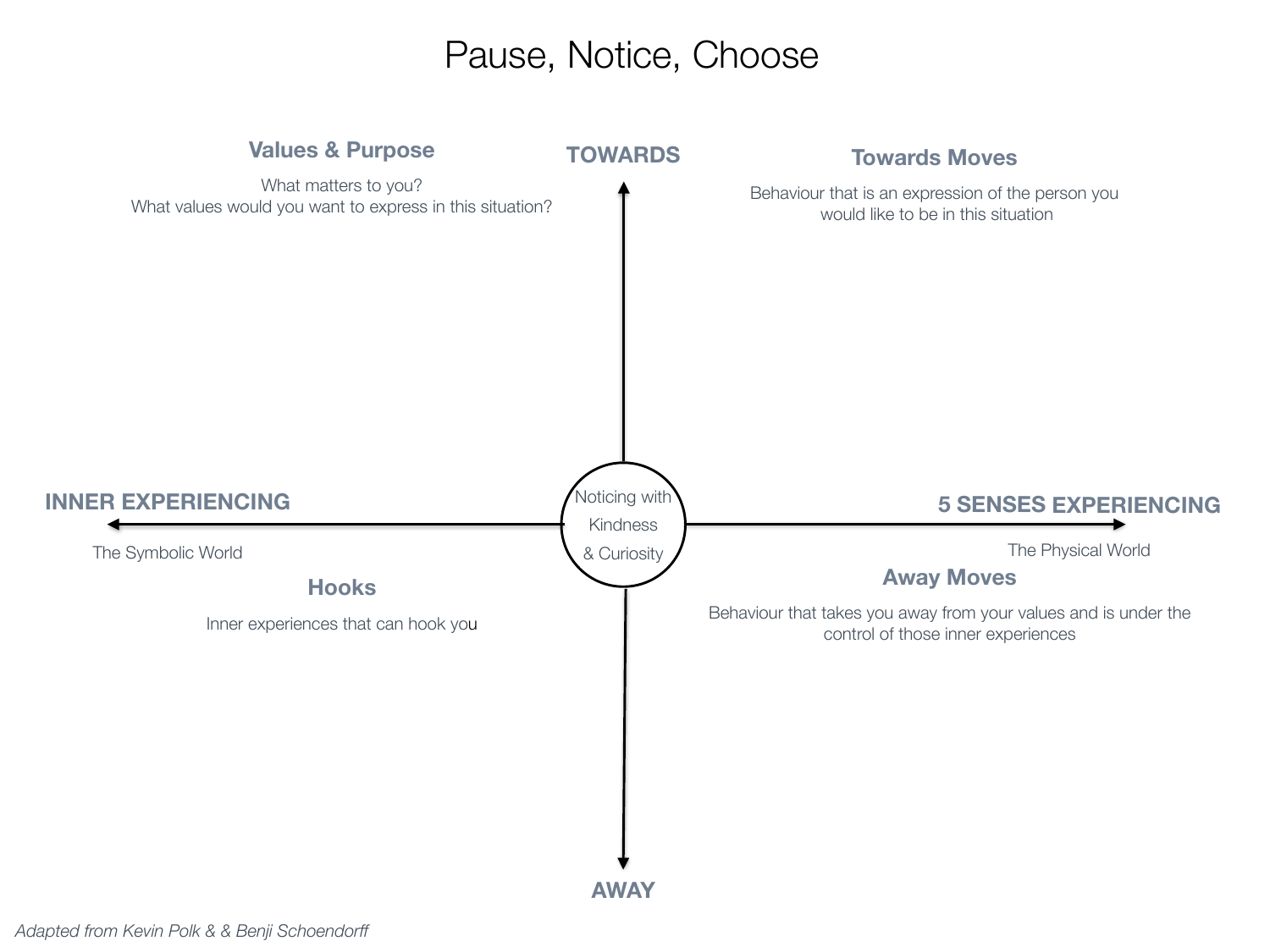# Pause, Notice, Choose

**TOWARDS**

### Values & Purpose

What matters to you?
What values would you want to express in this situation?

### Towards Moves

Behaviour that is an expression of the person you would like to be in this situation

**INNER EXPERIENCING**

The Symbolic World

Noticing with Kindness & Curiosity

**5 SENSES EXPERIENCING**

The Physical World

### Hooks

Inner experiences that can hook you

### Away Moves

Behaviour that takes you away from your values and is under the control of those inner experiences

**AWAY**

*Adapted from Kevin Polk & & Benji Schoendorff*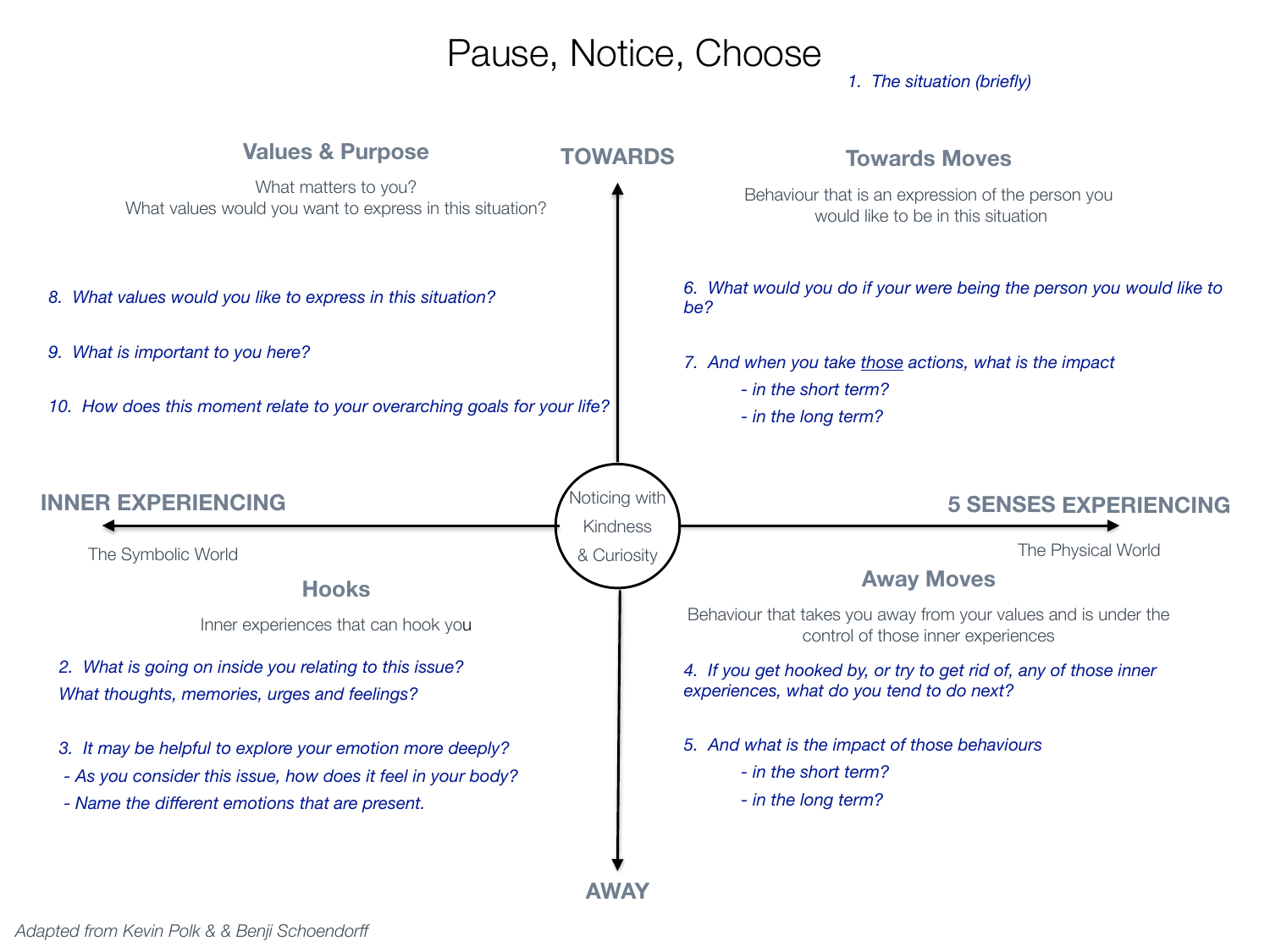# Pause, Notice, Choose

*1. The situation (briefly)*

## TOWARDS

### Values & Purpose

What matters to you?
What values would you want to express in this situation?

*8. What values would you like to express in this situation?*

*9. What is important to you here?*

*10. How does this moment relate to your overarching goals for your life?*

### Towards Moves

Behaviour that is an expression of the person you would like to be in this situation

*6. What would you do if your were being the person you would like to be?*

*7. And when you take those actions, what is the impact*
- *in the short term?*
- *in the long term?*

## INNER EXPERIENCING

The Symbolic World

Noticing with Kindness & Curiosity

## 5 SENSES EXPERIENCING

The Physical World

### Hooks

Inner experiences that can hook you

*2. What is going on inside you relating to this issue?*
*What thoughts, memories, urges and feelings?*

*3. It may be helpful to explore your emotion more deeply?*
- *As you consider this issue, how does it feel in your body?*
- *Name the different emotions that are present.*

### Away Moves

Behaviour that takes you away from your values and is under the control of those inner experiences

*4. If you get hooked by, or try to get rid of, any of those inner experiences, what do you tend to do next?*

*5. And what is the impact of those behaviours*
- *in the short term?*
- *in the long term?*

## AWAY

*Adapted from Kevin Polk & & Benji Schoendorff*